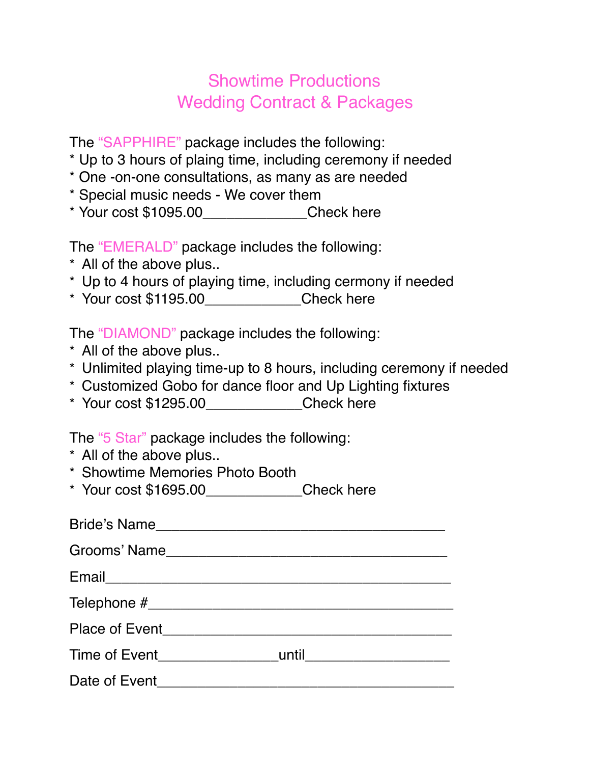# Showtime Productions
# Wedding Contract & Packages

The "SAPPHIRE" package includes the following:
* Up to 3 hours of plaing time, including ceremony if needed
* One -on-one consultations, as many as are needed
* Special music needs - We cover them
* Your cost $1095.00_____________Check here

The "EMERALD" package includes the following:
* All of the above plus..
* Up to 4 hours of playing time, including cermony if needed
* Your cost $1195.00____________Check here

The "DIAMOND" package includes the following:
* All of the above plus..
* Unlimited playing time-up to 8 hours, including ceremony if needed
* Customized Gobo for dance floor and Up Lighting fixtures
* Your cost $1295.00____________Check here

The "5 Star" package includes the following:
* All of the above plus..
* Showtime Memories Photo Booth
* Your cost $1695.00____________Check here

Bride's Name____________________________________

Grooms' Name___________________________________

Email_____________________________________________

Telephone #______________________________________

Place of Event____________________________________

Time of Event_______________until__________________

Date of Event_____________________________________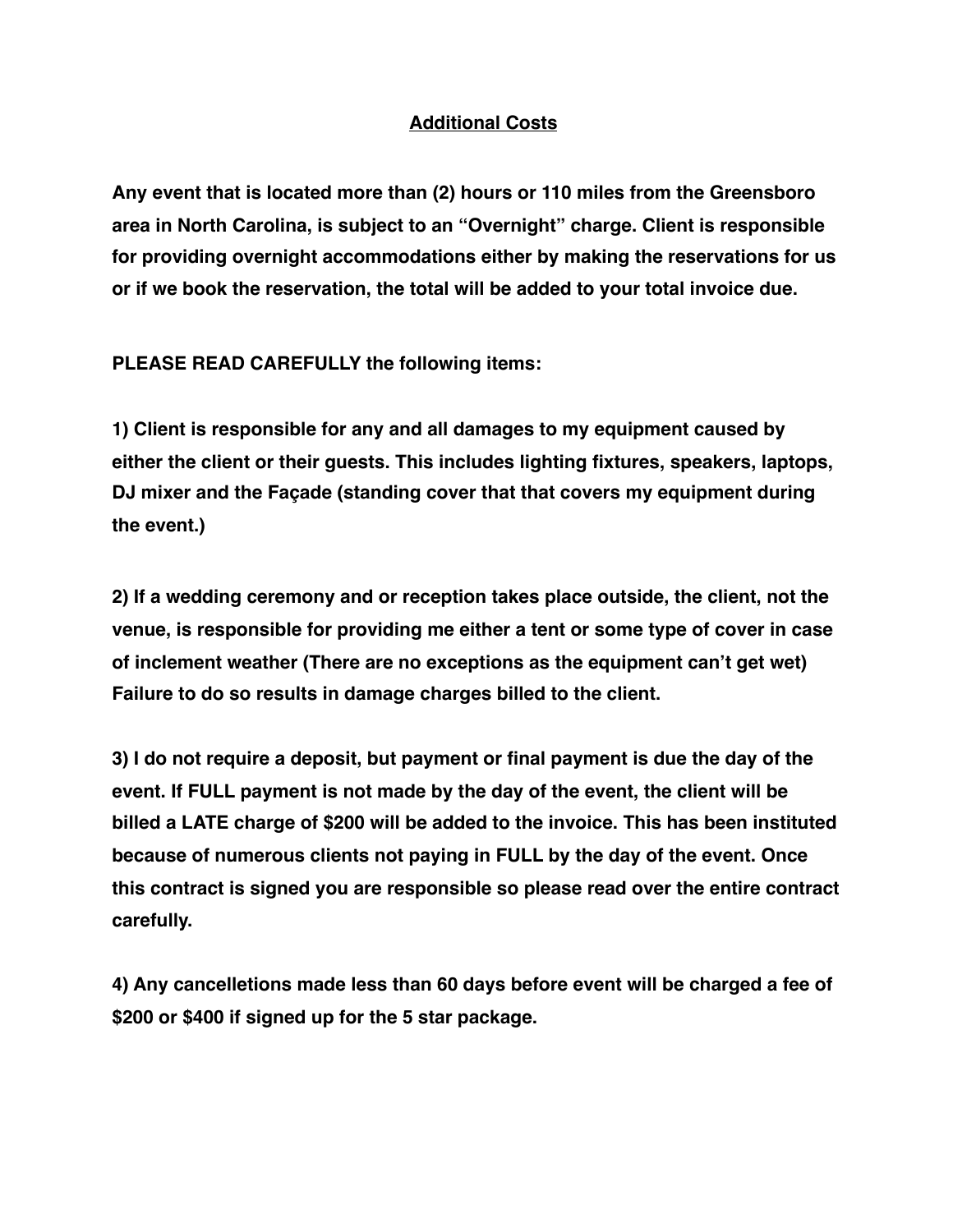**Additional Costs**

**Any event that is located more than (2) hours or 110 miles from the Greensboro area in North Carolina, is subject to an "Overnight" charge. Client is responsible for providing overnight accommodations either by making the reservations for us or if we book the reservation, the total will be added to your total invoice due.**

**PLEASE READ CAREFULLY the following items:**

**1) Client is responsible for any and all damages to my equipment caused by either the client or their guests. This includes lighting fixtures, speakers, laptops, DJ mixer and the Façade (standing cover that that covers my equipment during the event.)**

**2) If a wedding ceremony and or reception takes place outside, the client, not the venue, is responsible for providing me either a tent or some type of cover in case of inclement weather (There are no exceptions as the equipment can't get wet) Failure to do so results in damage charges billed to the client.**

**3) I do not require a deposit, but payment or final payment is due the day of the event. If FULL payment is not made by the day of the event, the client will be billed a LATE charge of $200 will be added to the invoice. This has been instituted because of numerous clients not paying in FULL by the day of the event. Once this contract is signed you are responsible so please read over the entire contract carefully.**

**4) Any cancelletions made less than 60 days before event will be charged a fee of $200 or $400 if signed up for the 5 star package.**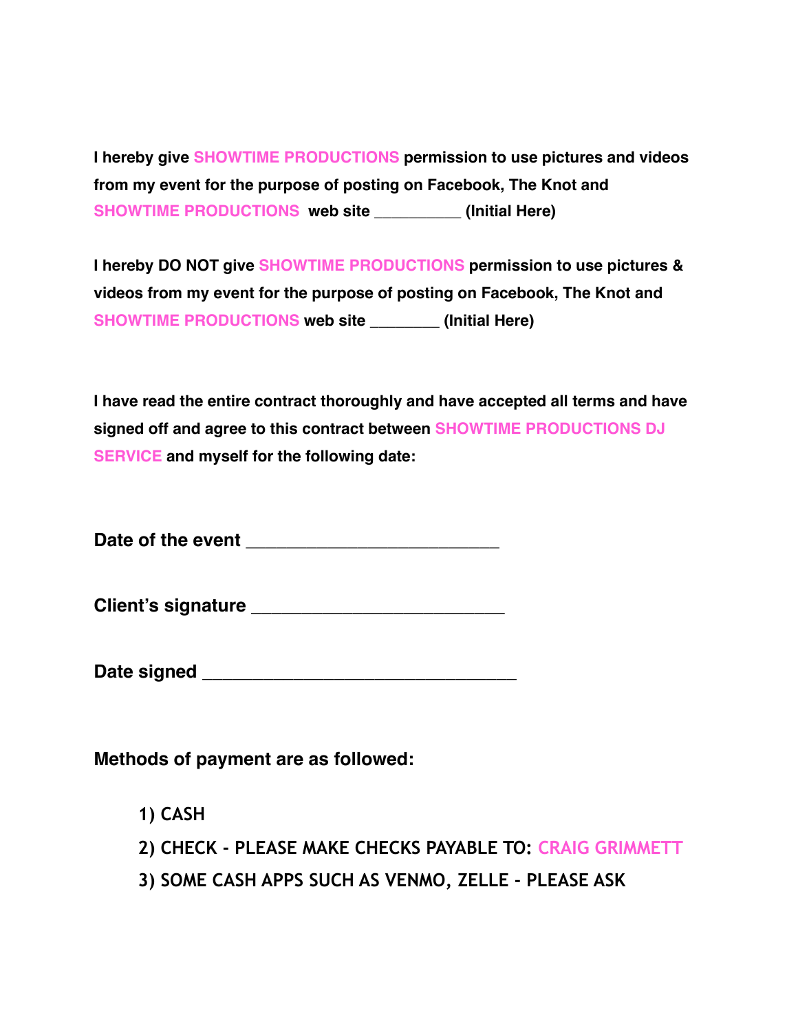**I hereby give SHOWTIME PRODUCTIONS permission to use pictures and videos from my event for the purpose of posting on Facebook, The Knot and SHOWTIME PRODUCTIONS web site __________ (Initial Here)**

**I hereby DO NOT give SHOWTIME PRODUCTIONS permission to use pictures & videos from my event for the purpose of posting on Facebook, The Knot and SHOWTIME PRODUCTIONS web site ________ (Initial Here)**

**I have read the entire contract thoroughly and have accepted all terms and have signed off and agree to this contract between SHOWTIME PRODUCTIONS DJ SERVICE and myself for the following date:**

**Date of the event __________________________**

**Client's signature __________________________**

**Date signed _________________________________**

**Methods of payment are as followed:**

1) CASH
2) CHECK - PLEASE MAKE CHECKS PAYABLE TO: CRAIG GRIMMETT
3) SOME CASH APPS SUCH AS VENMO, ZELLE - PLEASE ASK